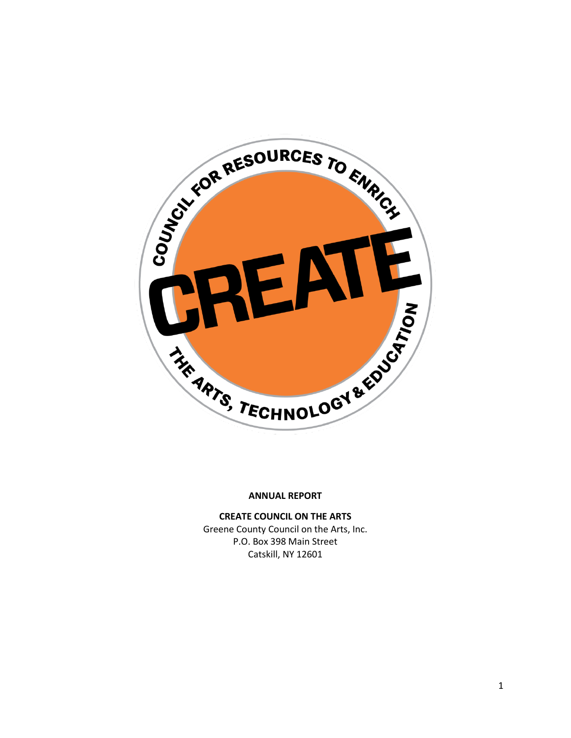COUNCIL FOR RESOURCES TO ENRICH

CREATE

THE ARTS, TECHNOLOGY & EDUCATION

**ANNUAL REPORT**

**CREATE COUNCIL ON THE ARTS**

Greene County Council on the Arts, Inc.
P.O. Box 398 Main Street
Catskill, NY 12601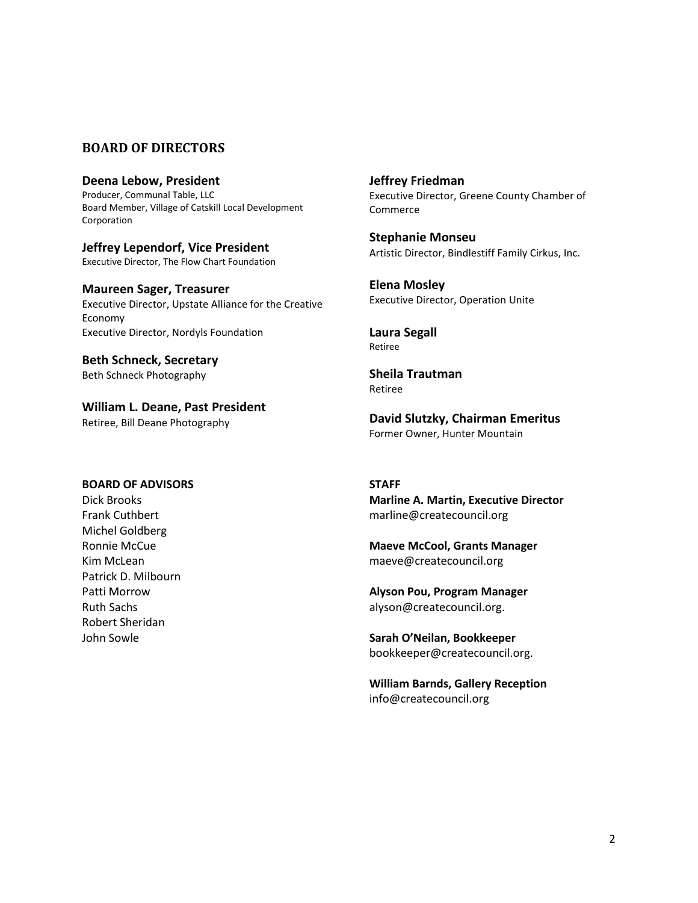## BOARD OF DIRECTORS

**Deena Lebow, President**
Producer, Communal Table, LLC
Board Member, Village of Catskill Local Development Corporation

**Jeffrey Lependorf, Vice President**
Executive Director, The Flow Chart Foundation

**Maureen Sager, Treasurer**
Executive Director, Upstate Alliance for the Creative Economy
Executive Director, Nordyls Foundation

**Beth Schneck, Secretary**
Beth Schneck Photography

**William L. Deane, Past President**
Retiree, Bill Deane Photography

**Jeffrey Friedman**
Executive Director, Greene County Chamber of Commerce

**Stephanie Monseu**
Artistic Director, Bindlestiff Family Cirkus, Inc.

**Elena Mosley**
Executive Director, Operation Unite

**Laura Segall**
Retiree

**Sheila Trautman**
Retiree

**David Slutzky, Chairman Emeritus**
Former Owner, Hunter Mountain

**BOARD OF ADVISORS**

Dick Brooks
Frank Cuthbert
Michel Goldberg
Ronnie McCue
Kim McLean
Patrick D. Milbourn
Patti Morrow
Ruth Sachs
Robert Sheridan
John Sowle

**STAFF**

**Marline A. Martin, Executive Director**
marline@createcouncil.org

**Maeve McCool, Grants Manager**
maeve@createcouncil.org

**Alyson Pou, Program Manager**
alyson@createcouncil.org.

**Sarah O'Neilan, Bookkeeper**
bookkeeper@createcouncil.org.

**William Barnds, Gallery Reception**
info@createcouncil.org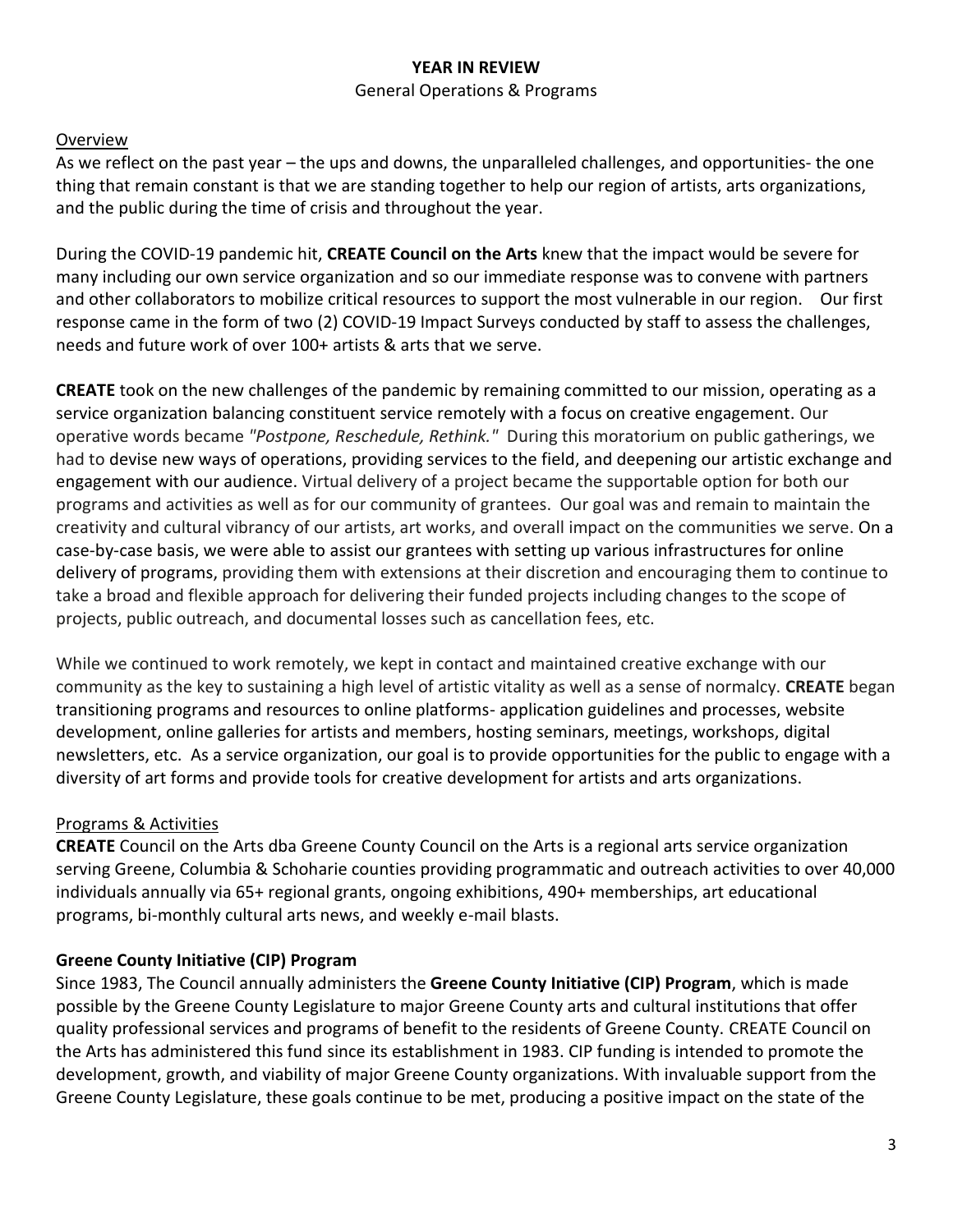# YEAR IN REVIEW

General Operations & Programs

## Overview

As we reflect on the past year – the ups and downs, the unparalleled challenges, and opportunities- the one thing that remain constant is that we are standing together to help our region of artists, arts organizations, and the public during the time of crisis and throughout the year.

During the COVID-19 pandemic hit, **CREATE Council on the Arts** knew that the impact would be severe for many including our own service organization and so our immediate response was to convene with partners and other collaborators to mobilize critical resources to support the most vulnerable in our region. Our first response came in the form of two (2) COVID-19 Impact Surveys conducted by staff to assess the challenges, needs and future work of over 100+ artists & arts that we serve.

**CREATE** took on the new challenges of the pandemic by remaining committed to our mission, operating as a service organization balancing constituent service remotely with a focus on creative engagement. Our operative words became *"Postpone, Reschedule, Rethink."* During this moratorium on public gatherings, we had to devise new ways of operations, providing services to the field, and deepening our artistic exchange and engagement with our audience. Virtual delivery of a project became the supportable option for both our programs and activities as well as for our community of grantees. Our goal was and remain to maintain the creativity and cultural vibrancy of our artists, art works, and overall impact on the communities we serve. On a case-by-case basis, we were able to assist our grantees with setting up various infrastructures for online delivery of programs, providing them with extensions at their discretion and encouraging them to continue to take a broad and flexible approach for delivering their funded projects including changes to the scope of projects, public outreach, and documental losses such as cancellation fees, etc.

While we continued to work remotely, we kept in contact and maintained creative exchange with our community as the key to sustaining a high level of artistic vitality as well as a sense of normalcy. **CREATE** began transitioning programs and resources to online platforms- application guidelines and processes, website development, online galleries for artists and members, hosting seminars, meetings, workshops, digital newsletters, etc. As a service organization, our goal is to provide opportunities for the public to engage with a diversity of art forms and provide tools for creative development for artists and arts organizations.

## Programs & Activities

**CREATE** Council on the Arts dba Greene County Council on the Arts is a regional arts service organization serving Greene, Columbia & Schoharie counties providing programmatic and outreach activities to over 40,000 individuals annually via 65+ regional grants, ongoing exhibitions, 490+ memberships, art educational programs, bi-monthly cultural arts news, and weekly e-mail blasts.

### Greene County Initiative (CIP) Program

Since 1983, The Council annually administers the **Greene County Initiative (CIP) Program**, which is made possible by the Greene County Legislature to major Greene County arts and cultural institutions that offer quality professional services and programs of benefit to the residents of Greene County. CREATE Council on the Arts has administered this fund since its establishment in 1983. CIP funding is intended to promote the development, growth, and viability of major Greene County organizations. With invaluable support from the Greene County Legislature, these goals continue to be met, producing a positive impact on the state of the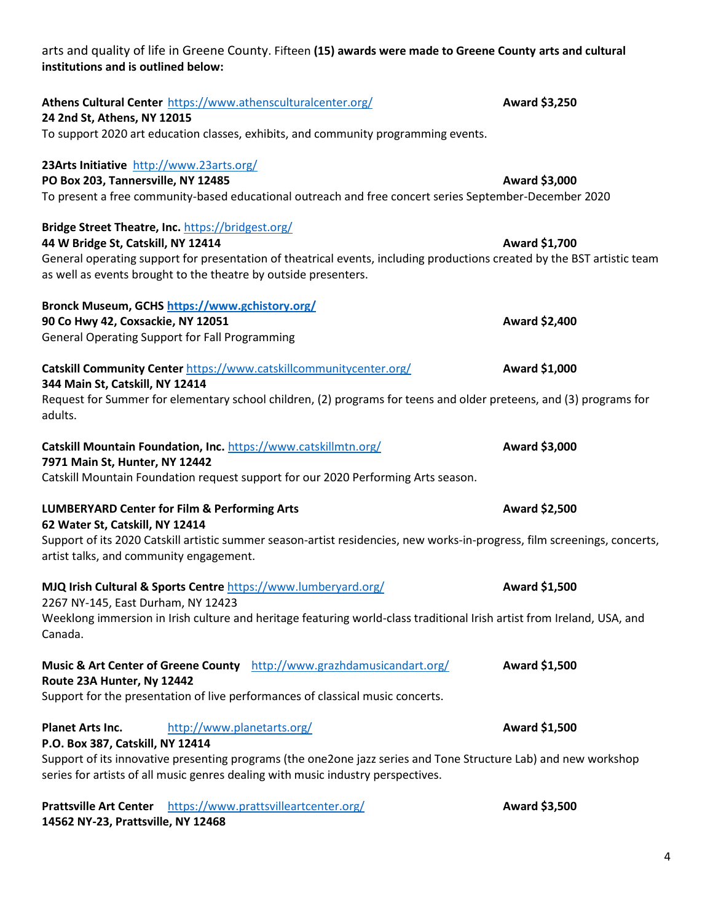arts and quality of life in Greene County. Fifteen **(15) awards were made to Greene County arts and cultural institutions and is outlined below:**

**Athens Cultural Center** https://www.athensculturalcenter.org/ **Award $3,250**
**24 2nd St, Athens, NY 12015**
To support 2020 art education classes, exhibits, and community programming events.

**23Arts Initiative** http://www.23arts.org/
**PO Box 203, Tannersville, NY 12485** **Award $3,000**
To present a free community-based educational outreach and free concert series September-December 2020

**Bridge Street Theatre, Inc.** https://bridgest.org/
**44 W Bridge St, Catskill, NY 12414** **Award $1,700**
General operating support for presentation of theatrical events, including productions created by the BST artistic team as well as events brought to the theatre by outside presenters.

**Bronck Museum, GCHS https://www.gchistory.org/**
**90 Co Hwy 42, Coxsackie, NY 12051** **Award $2,400**
General Operating Support for Fall Programming

**Catskill Community Center** https://www.catskillcommunitycenter.org/ **Award $1,000**
**344 Main St, Catskill, NY 12414**
Request for Summer for elementary school children, (2) programs for teens and older preteens, and (3) programs for adults.

**Catskill Mountain Foundation, Inc.** https://www.catskillmtn.org/ **Award $3,000**
**7971 Main St, Hunter, NY 12442**
Catskill Mountain Foundation request support for our 2020 Performing Arts season.

**LUMBERYARD Center for Film & Performing Arts** **Award $2,500**
**62 Water St, Catskill, NY 12414**
Support of its 2020 Catskill artistic summer season-artist residencies, new works-in-progress, film screenings, concerts, artist talks, and community engagement.

**MJQ Irish Cultural & Sports Centre** https://www.lumberyard.org/ **Award $1,500**
2267 NY-145, East Durham, NY 12423
Weeklong immersion in Irish culture and heritage featuring world-class traditional Irish artist from Ireland, USA, and Canada.

**Music & Art Center of Greene County** http://www.grazhdamusicandart.org/ **Award $1,500**
**Route 23A Hunter, Ny 12442**
Support for the presentation of live performances of classical music concerts.

**Planet Arts Inc.** http://www.planetarts.org/ **Award $1,500**
**P.O. Box 387, Catskill, NY 12414**
Support of its innovative presenting programs (the one2one jazz series and Tone Structure Lab) and new workshop series for artists of all music genres dealing with music industry perspectives.

**Prattsville Art Center** https://www.prattsvilleartcenter.org/ **Award $3,500**
**14562 NY-23, Prattsville, NY 12468**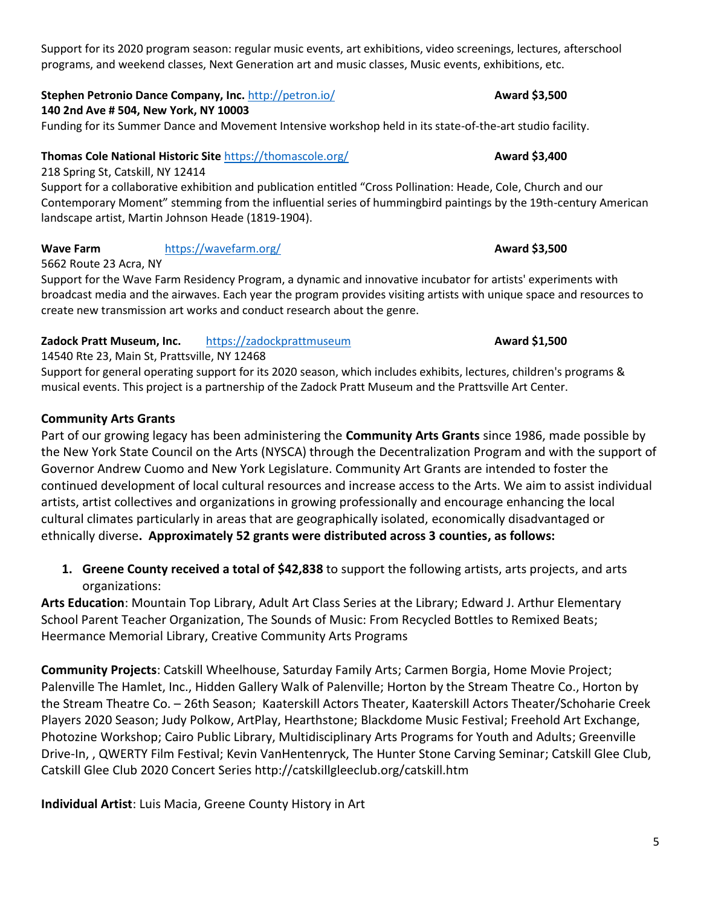Support for its 2020 program season: regular music events, art exhibitions, video screenings, lectures, afterschool programs, and weekend classes, Next Generation art and music classes, Music events, exhibitions, etc.

**Stephen Petronio Dance Company, Inc.** http://petron.io/ **Award $3,500**
**140 2nd Ave # 504, New York, NY 10003**
Funding for its Summer Dance and Movement Intensive workshop held in its state-of-the-art studio facility.

**Thomas Cole National Historic Site** https://thomascole.org/ **Award $3,400**
218 Spring St, Catskill, NY 12414
Support for a collaborative exhibition and publication entitled "Cross Pollination: Heade, Cole, Church and our Contemporary Moment" stemming from the influential series of hummingbird paintings by the 19th-century American landscape artist, Martin Johnson Heade (1819-1904).

**Wave Farm** https://wavefarm.org/ **Award $3,500**
5662 Route 23 Acra, NY
Support for the Wave Farm Residency Program, a dynamic and innovative incubator for artists' experiments with broadcast media and the airwaves. Each year the program provides visiting artists with unique space and resources to create new transmission art works and conduct research about the genre.

**Zadock Pratt Museum, Inc.** https://zadockprattmuseum **Award $1,500**
14540 Rte 23, Main St, Prattsville, NY 12468
Support for general operating support for its 2020 season, which includes exhibits, lectures, children's programs & musical events. This project is a partnership of the Zadock Pratt Museum and the Prattsville Art Center.

**Community Arts Grants**

Part of our growing legacy has been administering the **Community Arts Grants** since 1986, made possible by the New York State Council on the Arts (NYSCA) through the Decentralization Program and with the support of Governor Andrew Cuomo and New York Legislature. Community Art Grants are intended to foster the continued development of local cultural resources and increase access to the Arts. We aim to assist individual artists, artist collectives and organizations in growing professionally and encourage enhancing the local cultural climates particularly in areas that are geographically isolated, economically disadvantaged or ethnically diverse**. Approximately 52 grants were distributed across 3 counties, as follows:**

1. **Greene County received a total of $42,838** to support the following artists, arts projects, and arts organizations:

**Arts Education**: Mountain Top Library, Adult Art Class Series at the Library; Edward J. Arthur Elementary School Parent Teacher Organization, The Sounds of Music: From Recycled Bottles to Remixed Beats; Heermance Memorial Library, Creative Community Arts Programs

**Community Projects**: Catskill Wheelhouse, Saturday Family Arts; Carmen Borgia, Home Movie Project; Palenville The Hamlet, Inc., Hidden Gallery Walk of Palenville; Horton by the Stream Theatre Co., Horton by the Stream Theatre Co. – 26th Season; Kaaterskill Actors Theater, Kaaterskill Actors Theater/Schoharie Creek Players 2020 Season; Judy Polkow, ArtPlay, Hearthstone; Blackdome Music Festival; Freehold Art Exchange, Photozine Workshop; Cairo Public Library, Multidisciplinary Arts Programs for Youth and Adults; Greenville Drive-In, , QWERTY Film Festival; Kevin VanHentenryck, The Hunter Stone Carving Seminar; Catskill Glee Club, Catskill Glee Club 2020 Concert Series http://catskillgleeclub.org/catskill.htm

**Individual Artist**: Luis Macia, Greene County History in Art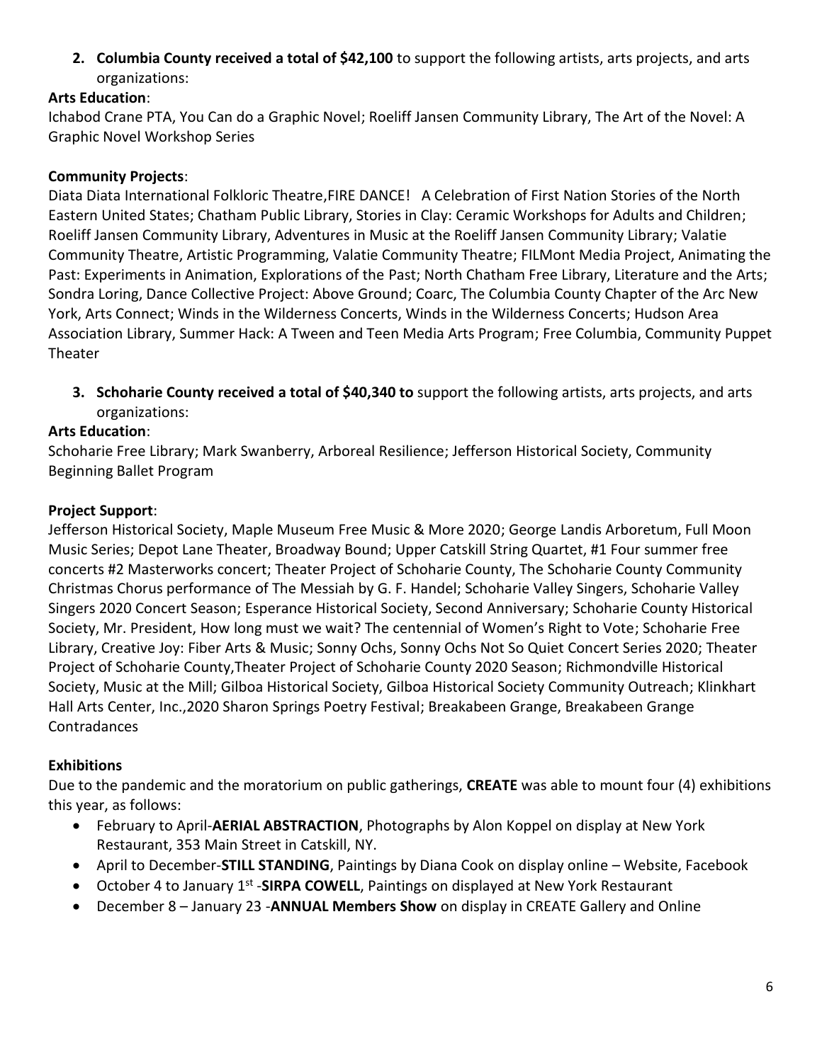2. **Columbia County received a total of $42,100** to support the following artists, arts projects, and arts organizations:

**Arts Education**:
Ichabod Crane PTA, You Can do a Graphic Novel; Roeliff Jansen Community Library, The Art of the Novel: A Graphic Novel Workshop Series

**Community Projects**:
Diata Diata International Folkloric Theatre,FIRE DANCE! A Celebration of First Nation Stories of the North Eastern United States; Chatham Public Library, Stories in Clay: Ceramic Workshops for Adults and Children; Roeliff Jansen Community Library, Adventures in Music at the Roeliff Jansen Community Library; Valatie Community Theatre, Artistic Programming, Valatie Community Theatre; FILMont Media Project, Animating the Past: Experiments in Animation, Explorations of the Past; North Chatham Free Library, Literature and the Arts; Sondra Loring, Dance Collective Project: Above Ground; Coarc, The Columbia County Chapter of the Arc New York, Arts Connect; Winds in the Wilderness Concerts, Winds in the Wilderness Concerts; Hudson Area Association Library, Summer Hack: A Tween and Teen Media Arts Program; Free Columbia, Community Puppet Theater

3. **Schoharie County received a total of $40,340 to** support the following artists, arts projects, and arts organizations:

**Arts Education**:
Schoharie Free Library; Mark Swanberry, Arboreal Resilience; Jefferson Historical Society, Community Beginning Ballet Program

**Project Support**:
Jefferson Historical Society, Maple Museum Free Music & More 2020; George Landis Arboretum, Full Moon Music Series; Depot Lane Theater, Broadway Bound; Upper Catskill String Quartet, #1 Four summer free concerts #2 Masterworks concert; Theater Project of Schoharie County, The Schoharie County Community Christmas Chorus performance of The Messiah by G. F. Handel; Schoharie Valley Singers, Schoharie Valley Singers 2020 Concert Season; Esperance Historical Society, Second Anniversary; Schoharie County Historical Society, Mr. President, How long must we wait? The centennial of Women's Right to Vote; Schoharie Free Library, Creative Joy: Fiber Arts & Music; Sonny Ochs, Sonny Ochs Not So Quiet Concert Series 2020; Theater Project of Schoharie County,Theater Project of Schoharie County 2020 Season; Richmondville Historical Society, Music at the Mill; Gilboa Historical Society, Gilboa Historical Society Community Outreach; Klinkhart Hall Arts Center, Inc.,2020 Sharon Springs Poetry Festival; Breakabeen Grange, Breakabeen Grange Contradances

**Exhibitions**

Due to the pandemic and the moratorium on public gatherings, **CREATE** was able to mount four (4) exhibitions this year, as follows:

- February to April-**AERIAL ABSTRACTION**, Photographs by Alon Koppel on display at New York Restaurant, 353 Main Street in Catskill, NY.
- April to December-**STILL STANDING**, Paintings by Diana Cook on display online – Website, Facebook
- October 4 to January 1st -**SIRPA COWELL**, Paintings on displayed at New York Restaurant
- December 8 – January 23 -**ANNUAL Members Show** on display in CREATE Gallery and Online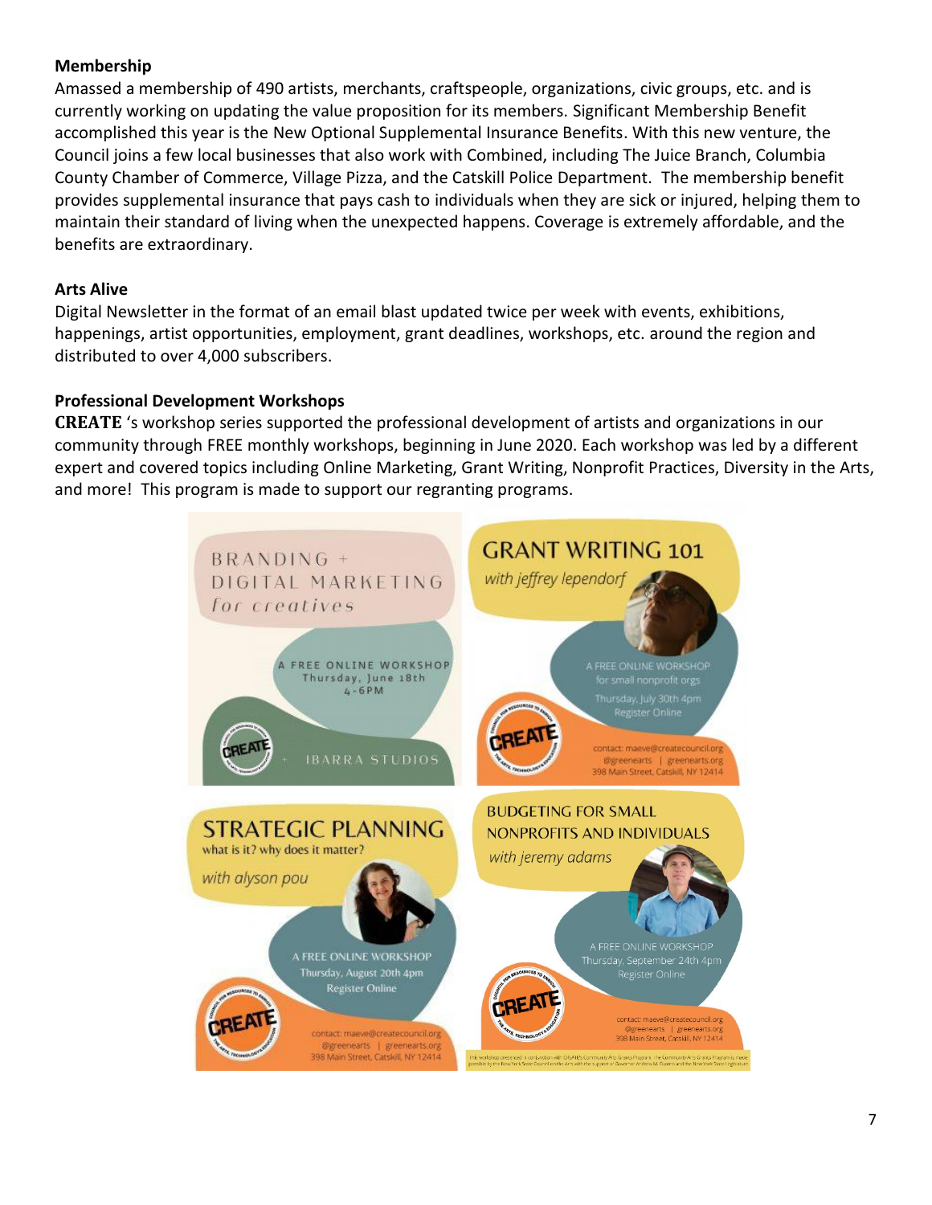## Membership

Amassed a membership of 490 artists, merchants, craftspeople, organizations, civic groups, etc. and is currently working on updating the value proposition for its members. Significant Membership Benefit accomplished this year is the New Optional Supplemental Insurance Benefits. With this new venture, the Council joins a few local businesses that also work with Combined, including The Juice Branch, Columbia County Chamber of Commerce, Village Pizza, and the Catskill Police Department. The membership benefit provides supplemental insurance that pays cash to individuals when they are sick or injured, helping them to maintain their standard of living when the unexpected happens. Coverage is extremely affordable, and the benefits are extraordinary.

## Arts Alive

Digital Newsletter in the format of an email blast updated twice per week with events, exhibitions, happenings, artist opportunities, employment, grant deadlines, workshops, etc. around the region and distributed to over 4,000 subscribers.

## Professional Development Workshops

**CREATE** 's workshop series supported the professional development of artists and organizations in our community through FREE monthly workshops, beginning in June 2020. Each workshop was led by a different expert and covered topics including Online Marketing, Grant Writing, Nonprofit Practices, Diversity in the Arts, and more! This program is made to support our regranting programs.

BRANDING + DIGITAL MARKETING *for creatives*

A FREE ONLINE WORKSHOP
Thursday, June 18th
4-6PM

CREATE + IBARRA STUDIOS

GRANT WRITING 101
*with jeffrey lependorf*

A FREE ONLINE WORKSHOP
for small nonprofit orgs
Thursday, July 30th 4pm
Register Online

contact: maeve@createcouncil.org
@greenearts | greenearts.org
398 Main Street, Catskill, NY 12414

STRATEGIC PLANNING
what is it? why does it matter?
*with alyson pou*

A FREE ONLINE WORKSHOP
Thursday, August 20th 4pm
Register Online

contact: maeve@createcouncil.org
@greenearts | greenearts.org
398 Main Street, Catskill, NY 12414

BUDGETING FOR SMALL NONPROFITS AND INDIVIDUALS
*with jeremy adams*

A FREE ONLINE WORKSHOP
Thursday, September 24th 4pm
Register Online

contact: maeve@createcouncil.org
@greenearts | greenearts.org
398 Main Street, Catskill, NY 12414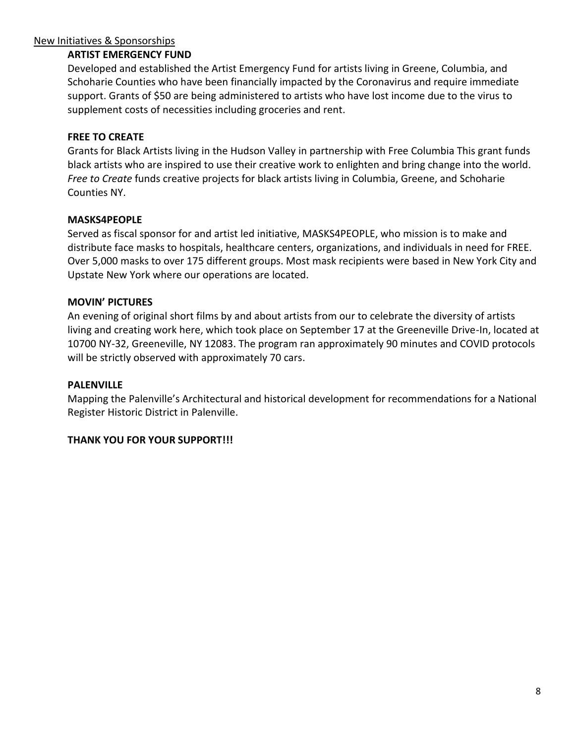<u>New Initiatives & Sponsorships</u>

**ARTIST EMERGENCY FUND**

Developed and established the Artist Emergency Fund for artists living in Greene, Columbia, and Schoharie Counties who have been financially impacted by the Coronavirus and require immediate support. Grants of $50 are being administered to artists who have lost income due to the virus to supplement costs of necessities including groceries and rent.

**FREE TO CREATE**

Grants for Black Artists living in the Hudson Valley in partnership with Free Columbia This grant funds black artists who are inspired to use their creative work to enlighten and bring change into the world. *Free to Create* funds creative projects for black artists living in Columbia, Greene, and Schoharie Counties NY.

**MASKS4PEOPLE**

Served as fiscal sponsor for and artist led initiative, MASKS4PEOPLE, who mission is to make and distribute face masks to hospitals, healthcare centers, organizations, and individuals in need for FREE. Over 5,000 masks to over 175 different groups. Most mask recipients were based in New York City and Upstate New York where our operations are located.

**MOVIN' PICTURES**

An evening of original short films by and about artists from our to celebrate the diversity of artists living and creating work here, which took place on September 17 at the Greeneville Drive-In, located at 10700 NY-32, Greeneville, NY 12083. The program ran approximately 90 minutes and COVID protocols will be strictly observed with approximately 70 cars.

**PALENVILLE**

Mapping the Palenville's Architectural and historical development for recommendations for a National Register Historic District in Palenville.

**THANK YOU FOR YOUR SUPPORT!!!**